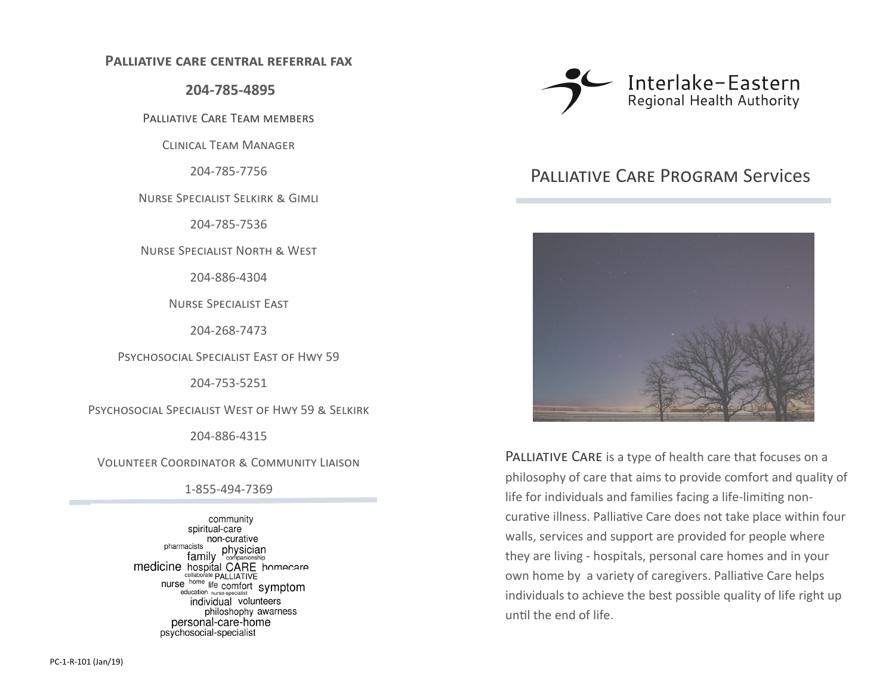**Palliative care central referral fax**

**204-785-4895**

Palliative Care Team members

Clinical Team Manager

204-785-7756

Nurse Specialist Selkirk & Gimli

204-785-7536

Nurse Specialist North & West

204-886-4304

Nurse Specialist East

204-268-7473

Psychosocial Specialist East of Hwy 59

204-753-5251

Psychosocial Specialist West of Hwy 59 & Selkirk

204-886-4315

Volunteer Coordinator & Community Liaison

1-855-494-7369

community spiritual-care non-curative pharmacists physician family companionship medicine hospital CARE homecare collaborate PALLIATIVE nurse home life comfort symptom education nurse-specialist individual volunteers philoshophy awarness personal-care-home psychosocial-specialist

PC-1-R-101 (Jan/19)

Interlake-Eastern Regional Health Authority

# Palliative Care Program Services

Palliative Care is a type of health care that focuses on a philosophy of care that aims to provide comfort and quality of life for individuals and families facing a life-limiting non-curative illness. Palliative Care does not take place within four walls, services and support are provided for people where they are living - hospitals, personal care homes and in your own home by a variety of caregivers. Palliative Care helps individuals to achieve the best possible quality of life right up until the end of life.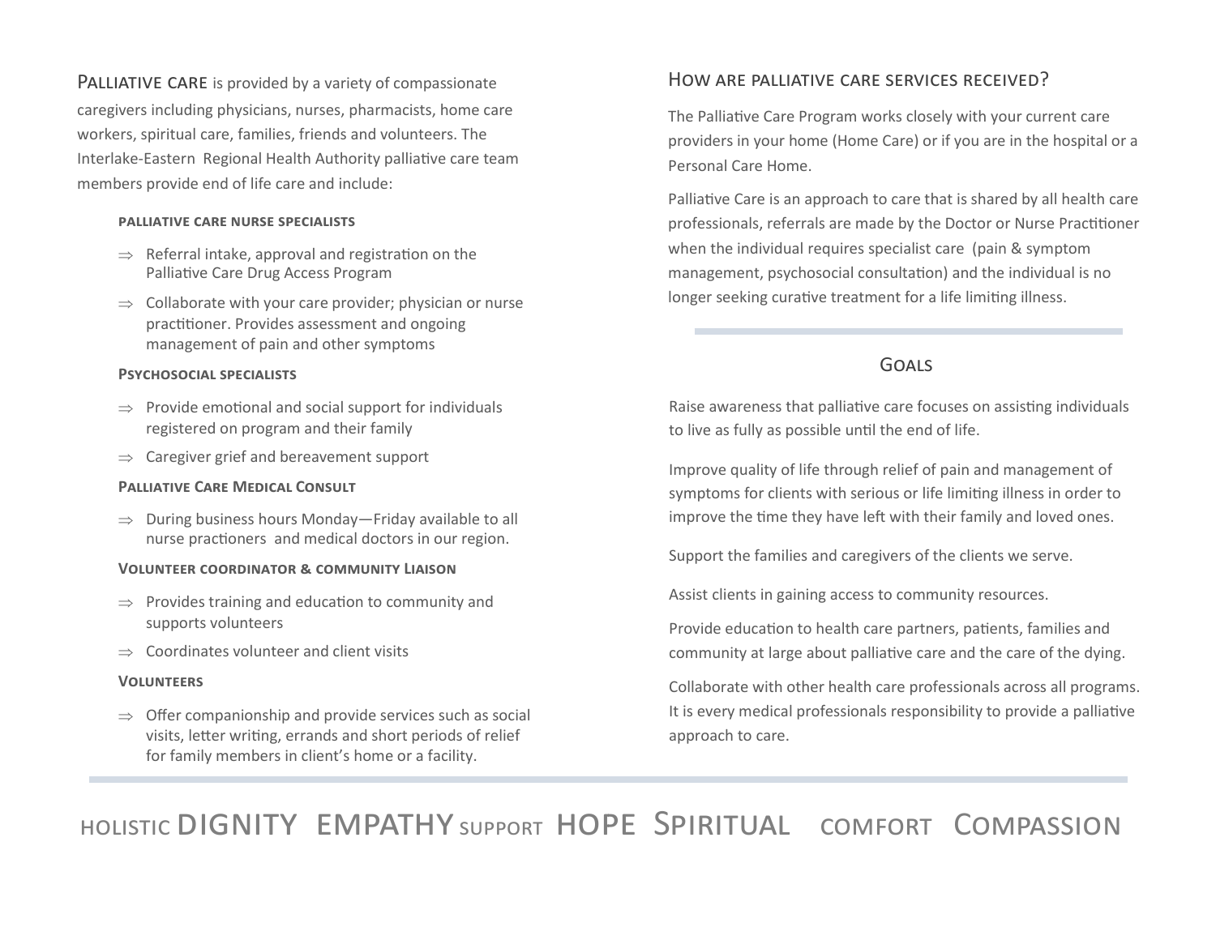**Palliative care** is provided by a variety of compassionate caregivers including physicians, nurses, pharmacists, home care workers, spiritual care, families, friends and volunteers. The Interlake-Eastern Regional Health Authority palliative care team members provide end of life care and include:

**Palliative care nurse specialists**

- ⇒ Referral intake, approval and registration on the Palliative Care Drug Access Program
- ⇒ Collaborate with your care provider; physician or nurse practitioner. Provides assessment and ongoing management of pain and other symptoms

**Psychosocial specialists**

- ⇒ Provide emotional and social support for individuals registered on program and their family
- ⇒ Caregiver grief and bereavement support

**Palliative Care Medical Consult**

- ⇒ During business hours Monday—Friday available to all nurse practioners and medical doctors in our region.

**Volunteer coordinator & community Liaison**

- ⇒ Provides training and education to community and supports volunteers
- ⇒ Coordinates volunteer and client visits

**Volunteers**

- ⇒ Offer companionship and provide services such as social visits, letter writing, errands and short periods of relief for family members in client's home or a facility.

## How are palliative care services received?

The Palliative Care Program works closely with your current care providers in your home (Home Care) or if you are in the hospital or a Personal Care Home.

Palliative Care is an approach to care that is shared by all health care professionals, referrals are made by the Doctor or Nurse Practitioner when the individual requires specialist care (pain & symptom management, psychosocial consultation) and the individual is no longer seeking curative treatment for a life limiting illness.

## Goals

Raise awareness that palliative care focuses on assisting individuals to live as fully as possible until the end of life.

Improve quality of life through relief of pain and management of symptoms for clients with serious or life limiting illness in order to improve the time they have left with their family and loved ones.

Support the families and caregivers of the clients we serve.

Assist clients in gaining access to community resources.

Provide education to health care partners, patients, families and community at large about palliative care and the care of the dying.

Collaborate with other health care professionals across all programs. It is every medical professionals responsibility to provide a palliative approach to care.

holistic DIGNITY EMPATHY support HOPE Spiritual comfort Compassion